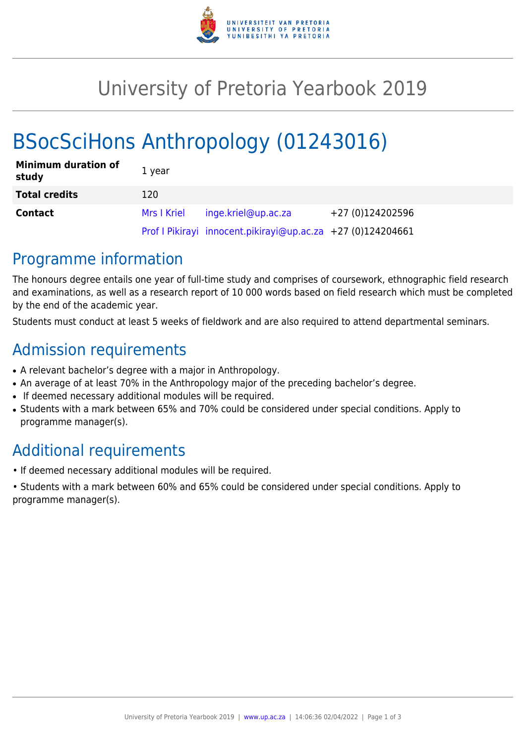# University of Pretoria Yearbook 2019

# BSocSciHons Anthropology (01243016)

| | | | |
|---|---|---|---|
| **Minimum duration of study** | 1 year | | |
| **Total credits** | 120 | | |
| **Contact** | Mrs I Kriel | inge.kriel@up.ac.za | +27 (0)124202596 |
| | Prof I Pikirayi | innocent.pikirayi@up.ac.za | +27 (0)124204661 |

## Programme information

The honours degree entails one year of full-time study and comprises of coursework, ethnographic field research and examinations, as well as a research report of 10 000 words based on field research which must be completed by the end of the academic year.

Students must conduct at least 5 weeks of fieldwork and are also required to attend departmental seminars.

## Admission requirements

- A relevant bachelor's degree with a major in Anthropology.
- An average of at least 70% in the Anthropology major of the preceding bachelor's degree.
- If deemed necessary additional modules will be required.
- Students with a mark between 65% and 70% could be considered under special conditions. Apply to programme manager(s).

## Additional requirements

• If deemed necessary additional modules will be required.

• Students with a mark between 60% and 65% could be considered under special conditions. Apply to programme manager(s).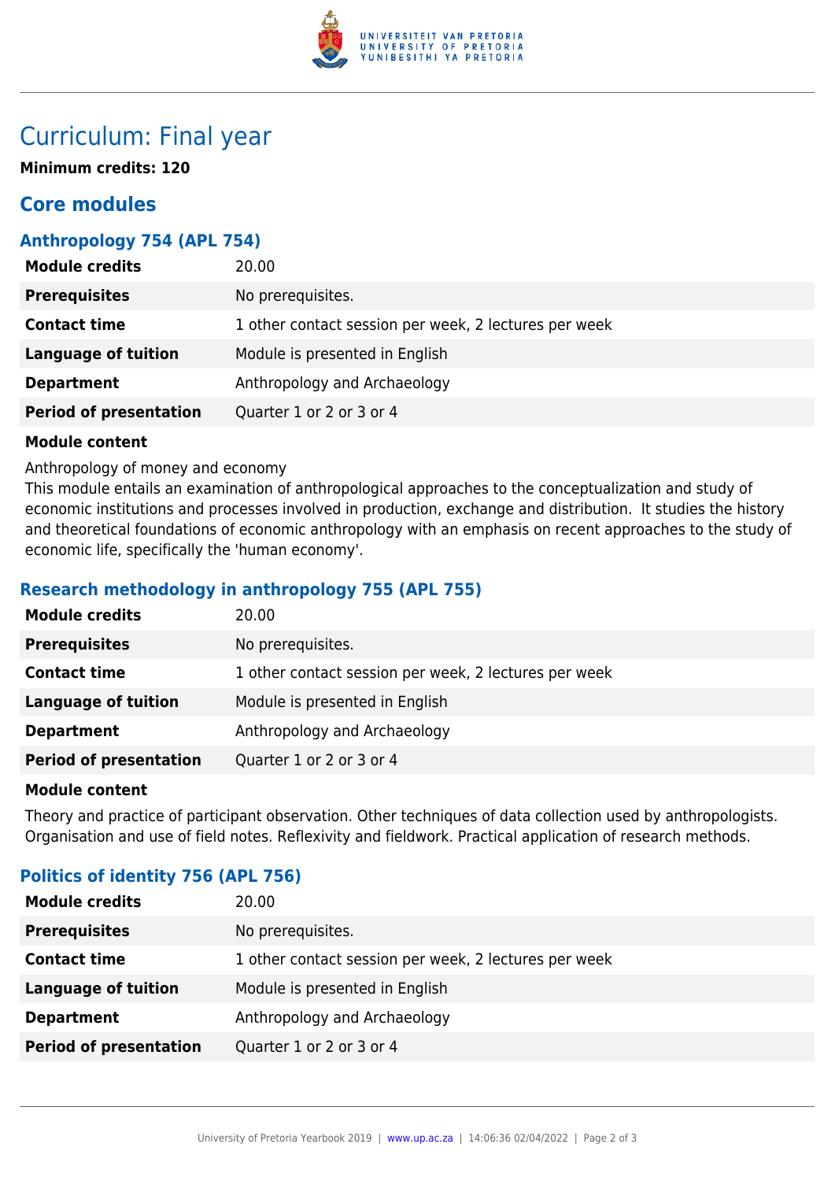# Curriculum: Final year

**Minimum credits: 120**

## Core modules

### Anthropology 754 (APL 754)

| | |
|---|---|
| **Module credits** | 20.00 |
| **Prerequisites** | No prerequisites. |
| **Contact time** | 1 other contact session per week, 2 lectures per week |
| **Language of tuition** | Module is presented in English |
| **Department** | Anthropology and Archaeology |
| **Period of presentation** | Quarter 1 or 2 or 3 or 4 |

**Module content**

Anthropology of money and economy
This module entails an examination of anthropological approaches to the conceptualization and study of economic institutions and processes involved in production, exchange and distribution. It studies the history and theoretical foundations of economic anthropology with an emphasis on recent approaches to the study of economic life, specifically the 'human economy'.

### Research methodology in anthropology 755 (APL 755)

| | |
|---|---|
| **Module credits** | 20.00 |
| **Prerequisites** | No prerequisites. |
| **Contact time** | 1 other contact session per week, 2 lectures per week |
| **Language of tuition** | Module is presented in English |
| **Department** | Anthropology and Archaeology |
| **Period of presentation** | Quarter 1 or 2 or 3 or 4 |

**Module content**

Theory and practice of participant observation. Other techniques of data collection used by anthropologists. Organisation and use of field notes. Reflexivity and fieldwork. Practical application of research methods.

### Politics of identity 756 (APL 756)

| | |
|---|---|
| **Module credits** | 20.00 |
| **Prerequisites** | No prerequisites. |
| **Contact time** | 1 other contact session per week, 2 lectures per week |
| **Language of tuition** | Module is presented in English |
| **Department** | Anthropology and Archaeology |
| **Period of presentation** | Quarter 1 or 2 or 3 or 4 |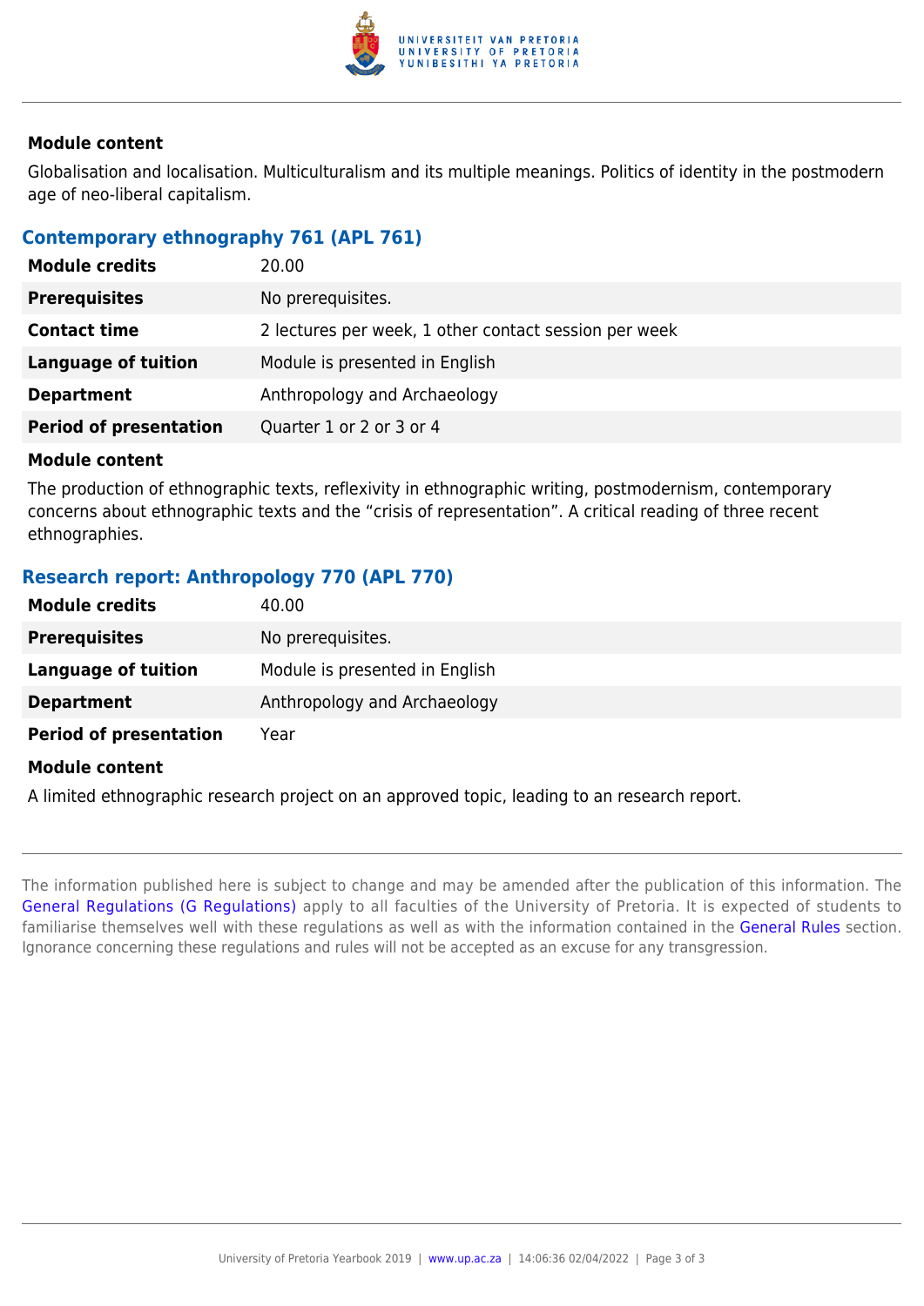#### Module content

Globalisation and localisation. Multiculturalism and its multiple meanings. Politics of identity in the postmodern age of neo-liberal capitalism.

### Contemporary ethnography 761 (APL 761)

| | |
|---|---|
| **Module credits** | 20.00 |
| **Prerequisites** | No prerequisites. |
| **Contact time** | 2 lectures per week, 1 other contact session per week |
| **Language of tuition** | Module is presented in English |
| **Department** | Anthropology and Archaeology |
| **Period of presentation** | Quarter 1 or 2 or 3 or 4 |

#### Module content

The production of ethnographic texts, reflexivity in ethnographic writing, postmodernism, contemporary concerns about ethnographic texts and the "crisis of representation". A critical reading of three recent ethnographies.

### Research report: Anthropology 770 (APL 770)

| | |
|---|---|
| **Module credits** | 40.00 |
| **Prerequisites** | No prerequisites. |
| **Language of tuition** | Module is presented in English |
| **Department** | Anthropology and Archaeology |
| **Period of presentation** | Year |

#### Module content

A limited ethnographic research project on an approved topic, leading to an research report.

---

The information published here is subject to change and may be amended after the publication of this information. The General Regulations (G Regulations) apply to all faculties of the University of Pretoria. It is expected of students to familiarise themselves well with these regulations as well as with the information contained in the General Rules section. Ignorance concerning these regulations and rules will not be accepted as an excuse for any transgression.